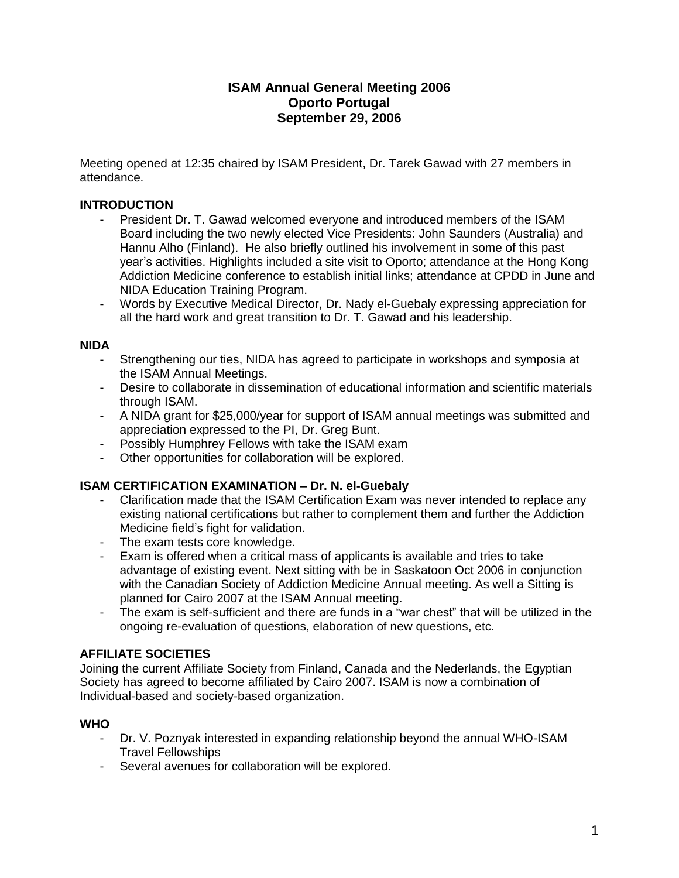# ISAM Annual General Meeting 2006
# Oporto Portugal
# September 29, 2006

Meeting opened at 12:35 chaired by ISAM President, Dr. Tarek Gawad with 27 members in attendance.

## INTRODUCTION

- President Dr. T. Gawad welcomed everyone and introduced members of the ISAM Board including the two newly elected Vice Presidents: John Saunders (Australia) and Hannu Alho (Finland). He also briefly outlined his involvement in some of this past year's activities. Highlights included a site visit to Oporto; attendance at the Hong Kong Addiction Medicine conference to establish initial links; attendance at CPDD in June and NIDA Education Training Program.
- Words by Executive Medical Director, Dr. Nady el-Guebaly expressing appreciation for all the hard work and great transition to Dr. T. Gawad and his leadership.

## NIDA

- Strengthening our ties, NIDA has agreed to participate in workshops and symposia at the ISAM Annual Meetings.
- Desire to collaborate in dissemination of educational information and scientific materials through ISAM.
- A NIDA grant for $25,000/year for support of ISAM annual meetings was submitted and appreciation expressed to the PI, Dr. Greg Bunt.
- Possibly Humphrey Fellows with take the ISAM exam
- Other opportunities for collaboration will be explored.

## ISAM CERTIFICATION EXAMINATION – Dr. N. el-Guebaly

- Clarification made that the ISAM Certification Exam was never intended to replace any existing national certifications but rather to complement them and further the Addiction Medicine field's fight for validation.
- The exam tests core knowledge.
- Exam is offered when a critical mass of applicants is available and tries to take advantage of existing event. Next sitting with be in Saskatoon Oct 2006 in conjunction with the Canadian Society of Addiction Medicine Annual meeting. As well a Sitting is planned for Cairo 2007 at the ISAM Annual meeting.
- The exam is self-sufficient and there are funds in a "war chest" that will be utilized in the ongoing re-evaluation of questions, elaboration of new questions, etc.

## AFFILIATE SOCIETIES

Joining the current Affiliate Society from Finland, Canada and the Nederlands, the Egyptian Society has agreed to become affiliated by Cairo 2007. ISAM is now a combination of Individual-based and society-based organization.

## WHO

- Dr. V. Poznyak interested in expanding relationship beyond the annual WHO-ISAM Travel Fellowships
- Several avenues for collaboration will be explored.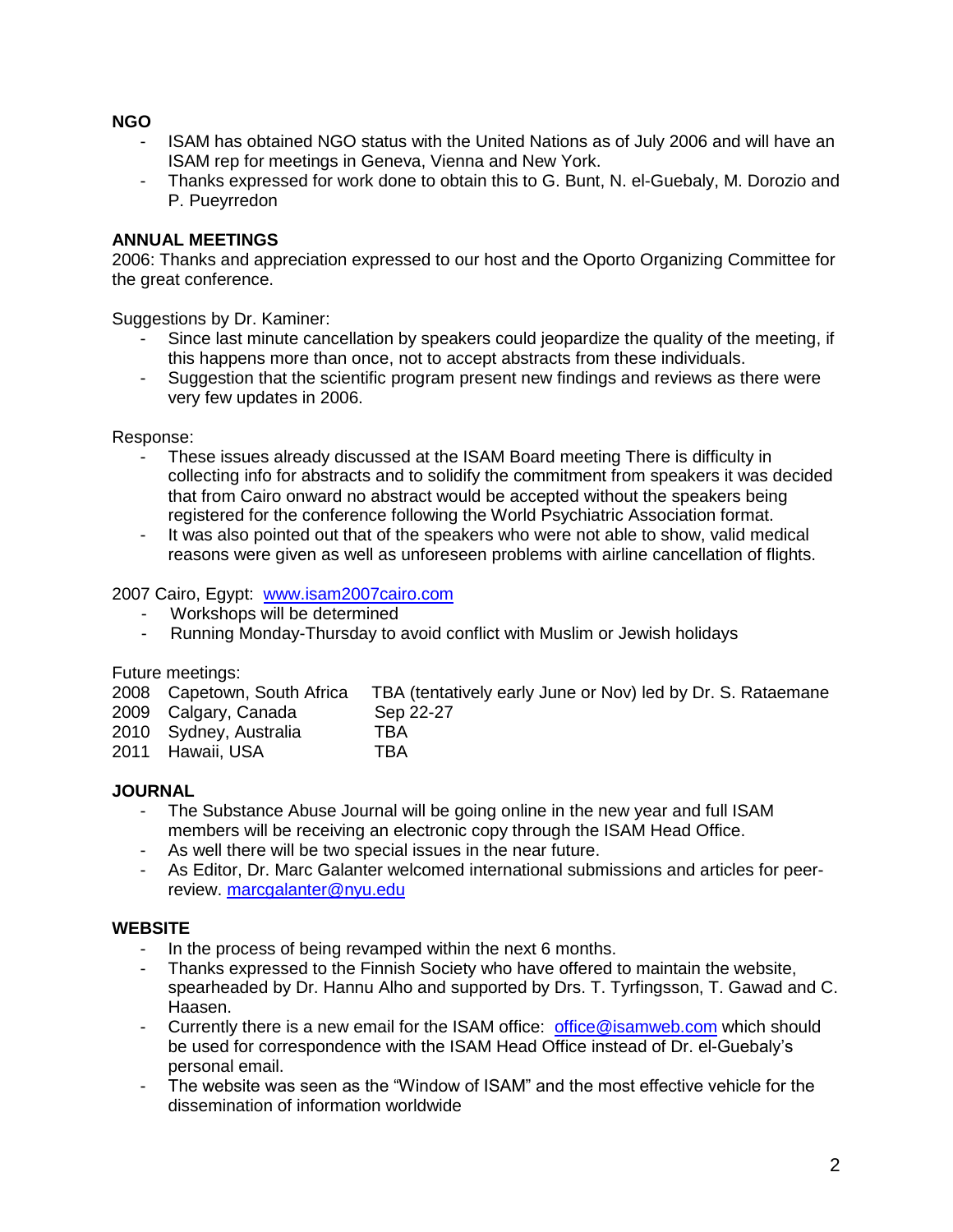**NGO**

- ISAM has obtained NGO status with the United Nations as of July 2006 and will have an ISAM rep for meetings in Geneva, Vienna and New York.
- Thanks expressed for work done to obtain this to G. Bunt, N. el-Guebaly, M. Dorozio and P. Pueyrredon

**ANNUAL MEETINGS**

2006: Thanks and appreciation expressed to our host and the Oporto Organizing Committee for the great conference.

Suggestions by Dr. Kaminer:

- Since last minute cancellation by speakers could jeopardize the quality of the meeting, if this happens more than once, not to accept abstracts from these individuals.
- Suggestion that the scientific program present new findings and reviews as there were very few updates in 2006.

Response:

- These issues already discussed at the ISAM Board meeting There is difficulty in collecting info for abstracts and to solidify the commitment from speakers it was decided that from Cairo onward no abstract would be accepted without the speakers being registered for the conference following the World Psychiatric Association format.
- It was also pointed out that of the speakers who were not able to show, valid medical reasons were given as well as unforeseen problems with airline cancellation of flights.

2007 Cairo, Egypt: [www.isam2007cairo.com](http://www.isam2007cairo.com)

- Workshops will be determined
- Running Monday-Thursday to avoid conflict with Muslim or Jewish holidays

Future meetings:

| | | |
|---|---|---|
| 2008 | Capetown, South Africa | TBA (tentatively early June or Nov) led by Dr. S. Rataemane |
| 2009 | Calgary, Canada | Sep 22-27 |
| 2010 | Sydney, Australia | TBA |
| 2011 | Hawaii, USA | TBA |

**JOURNAL**

- The Substance Abuse Journal will be going online in the new year and full ISAM members will be receiving an electronic copy through the ISAM Head Office.
- As well there will be two special issues in the near future.
- As Editor, Dr. Marc Galanter welcomed international submissions and articles for peer-review. [marcgalanter@nyu.edu](mailto:marcgalanter@nyu.edu)

**WEBSITE**

- In the process of being revamped within the next 6 months.
- Thanks expressed to the Finnish Society who have offered to maintain the website, spearheaded by Dr. Hannu Alho and supported by Drs. T. Tyrfingsson, T. Gawad and C. Haasen.
- Currently there is a new email for the ISAM office: [office@isamweb.com](mailto:office@isamweb.com) which should be used for correspondence with the ISAM Head Office instead of Dr. el-Guebaly's personal email.
- The website was seen as the "Window of ISAM" and the most effective vehicle for the dissemination of information worldwide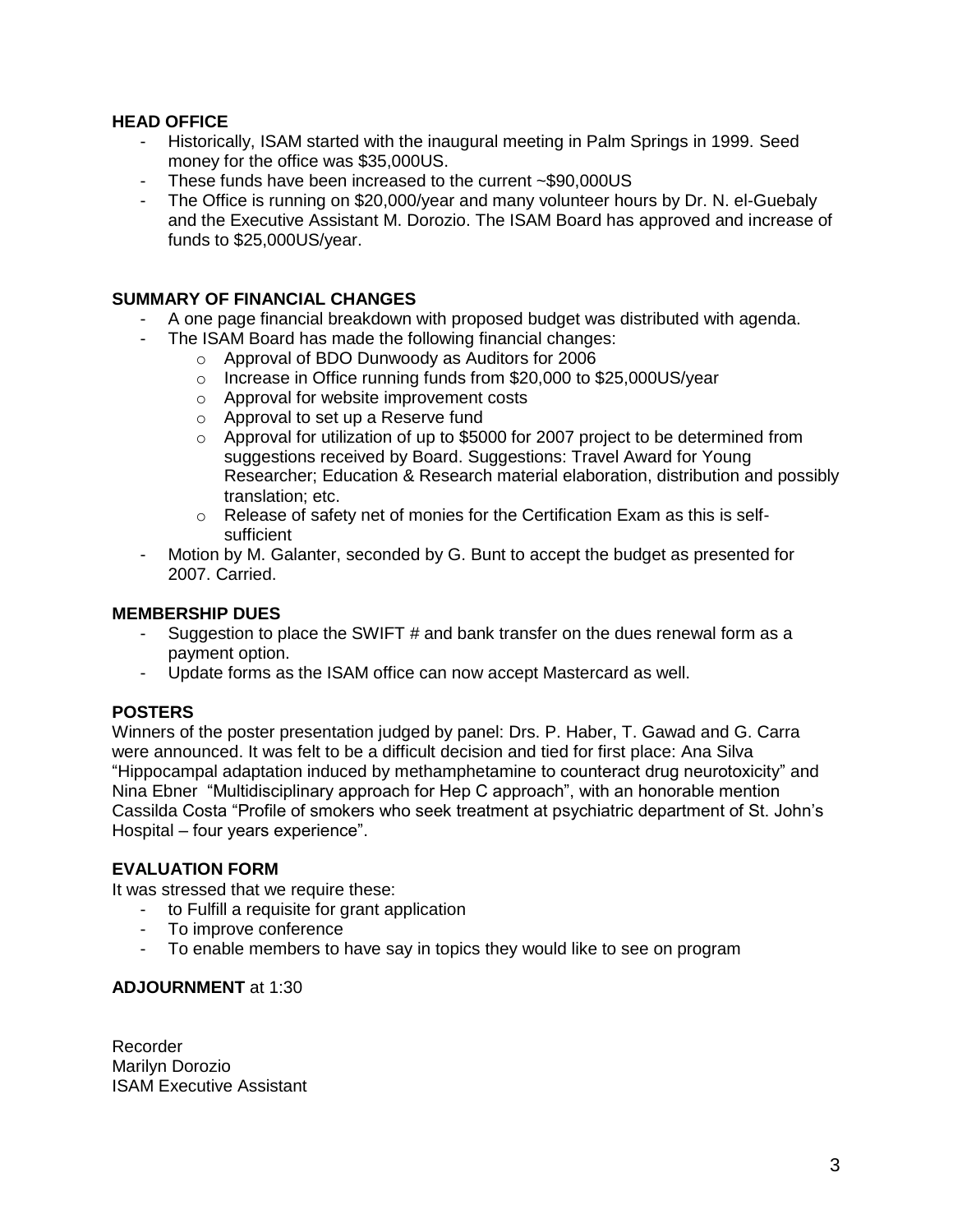**HEAD OFFICE**

- Historically, ISAM started with the inaugural meeting in Palm Springs in 1999. Seed money for the office was $35,000US.
- These funds have been increased to the current ~$90,000US
- The Office is running on $20,000/year and many volunteer hours by Dr. N. el-Guebaly and the Executive Assistant M. Dorozio. The ISAM Board has approved and increase of funds to $25,000US/year.

**SUMMARY OF FINANCIAL CHANGES**

- A one page financial breakdown with proposed budget was distributed with agenda.
- The ISAM Board has made the following financial changes:
    - Approval of BDO Dunwoody as Auditors for 2006
    - Increase in Office running funds from $20,000 to $25,000US/year
    - Approval for website improvement costs
    - Approval to set up a Reserve fund
    - Approval for utilization of up to $5000 for 2007 project to be determined from suggestions received by Board. Suggestions: Travel Award for Young Researcher; Education & Research material elaboration, distribution and possibly translation; etc.
    - Release of safety net of monies for the Certification Exam as this is self-sufficient
- Motion by M. Galanter, seconded by G. Bunt to accept the budget as presented for 2007. Carried.

**MEMBERSHIP DUES**

- Suggestion to place the SWIFT # and bank transfer on the dues renewal form as a payment option.
- Update forms as the ISAM office can now accept Mastercard as well.

**POSTERS**

Winners of the poster presentation judged by panel: Drs. P. Haber, T. Gawad and G. Carra were announced. It was felt to be a difficult decision and tied for first place: Ana Silva "Hippocampal adaptation induced by methamphetamine to counteract drug neurotoxicity" and Nina Ebner "Multidisciplinary approach for Hep C approach", with an honorable mention Cassilda Costa "Profile of smokers who seek treatment at psychiatric department of St. John's Hospital – four years experience".

**EVALUATION FORM**

It was stressed that we require these:

- to Fulfill a requisite for grant application
- To improve conference
- To enable members to have say in topics they would like to see on program

**ADJOURNMENT** at 1:30

Recorder
Marilyn Dorozio
ISAM Executive Assistant